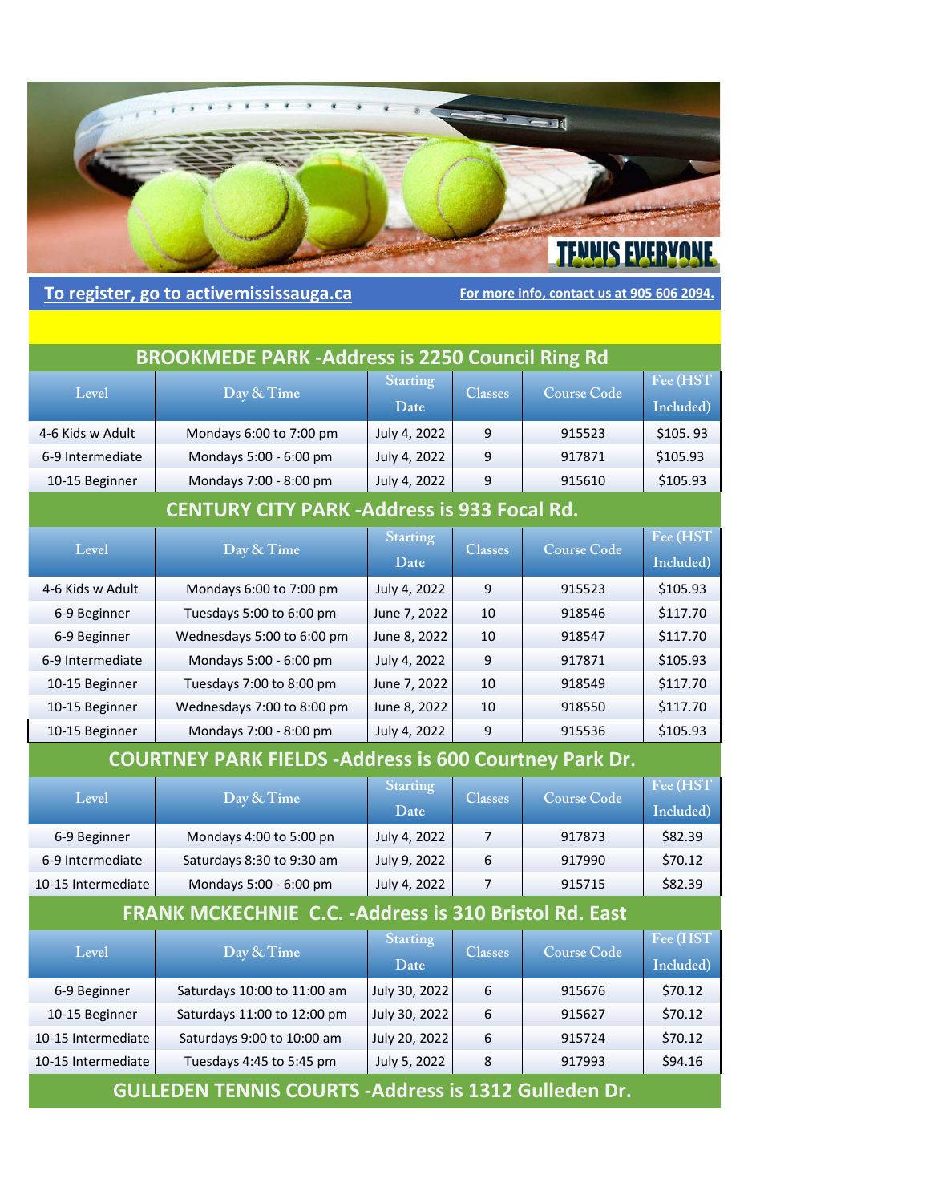# TENNIS EVERYONE

**To register, go to activemississauga.ca**

**For more info, contact us at 905 606 2094.**

## BROOKMEDE PARK -Address is 2250 Council Ring Rd

| Level | Day & Time | Starting Date | Classes | Course Code | Fee (HST Included) |
|---|---|---|---|---|---|
| 4-6 Kids w Adult | Mondays 6:00 to 7:00 pm | July 4, 2022 | 9 | 915523 | $105. 93 |
| 6-9 Intermediate | Mondays 5:00 - 6:00 pm | July 4, 2022 | 9 | 917871 | $105.93 |
| 10-15 Beginner | Mondays 7:00 - 8:00 pm | July 4, 2022 | 9 | 915610 | $105.93 |

## CENTURY CITY PARK -Address is 933 Focal Rd.

| Level | Day & Time | Starting Date | Classes | Course Code | Fee (HST Included) |
|---|---|---|---|---|---|
| 4-6 Kids w Adult | Mondays 6:00 to 7:00 pm | July 4, 2022 | 9 | 915523 | $105.93 |
| 6-9 Beginner | Tuesdays 5:00 to 6:00 pm | June 7, 2022 | 10 | 918546 | $117.70 |
| 6-9 Beginner | Wednesdays 5:00 to 6:00 pm | June 8, 2022 | 10 | 918547 | $117.70 |
| 6-9 Intermediate | Mondays 5:00 - 6:00 pm | July 4, 2022 | 9 | 917871 | $105.93 |
| 10-15 Beginner | Tuesdays 7:00 to 8:00 pm | June 7, 2022 | 10 | 918549 | $117.70 |
| 10-15 Beginner | Wednesdays 7:00 to 8:00 pm | June 8, 2022 | 10 | 918550 | $117.70 |
| 10-15 Beginner | Mondays 7:00 - 8:00 pm | July 4, 2022 | 9 | 915536 | $105.93 |

## COURTNEY PARK FIELDS -Address is 600 Courtney Park Dr.

| Level | Day & Time | Starting Date | Classes | Course Code | Fee (HST Included) |
|---|---|---|---|---|---|
| 6-9 Beginner | Mondays 4:00 to 5:00 pn | July 4, 2022 | 7 | 917873 | $82.39 |
| 6-9 Intermediate | Saturdays 8:30 to 9:30 am | July 9, 2022 | 6 | 917990 | $70.12 |
| 10-15 Intermediate | Mondays 5:00 - 6:00 pm | July 4, 2022 | 7 | 915715 | $82.39 |

## FRANK MCKECHNIE C.C. -Address is 310 Bristol Rd. East

| Level | Day & Time | Starting Date | Classes | Course Code | Fee (HST Included) |
|---|---|---|---|---|---|
| 6-9 Beginner | Saturdays 10:00 to 11:00 am | July 30, 2022 | 6 | 915676 | $70.12 |
| 10-15 Beginner | Saturdays 11:00 to 12:00 pm | July 30, 2022 | 6 | 915627 | $70.12 |
| 10-15 Intermediate | Saturdays 9:00 to 10:00 am | July 20, 2022 | 6 | 915724 | $70.12 |
| 10-15 Intermediate | Tuesdays 4:45 to 5:45 pm | July 5, 2022 | 8 | 917993 | $94.16 |

## GULLEDEN TENNIS COURTS -Address is 1312 Gulleden Dr.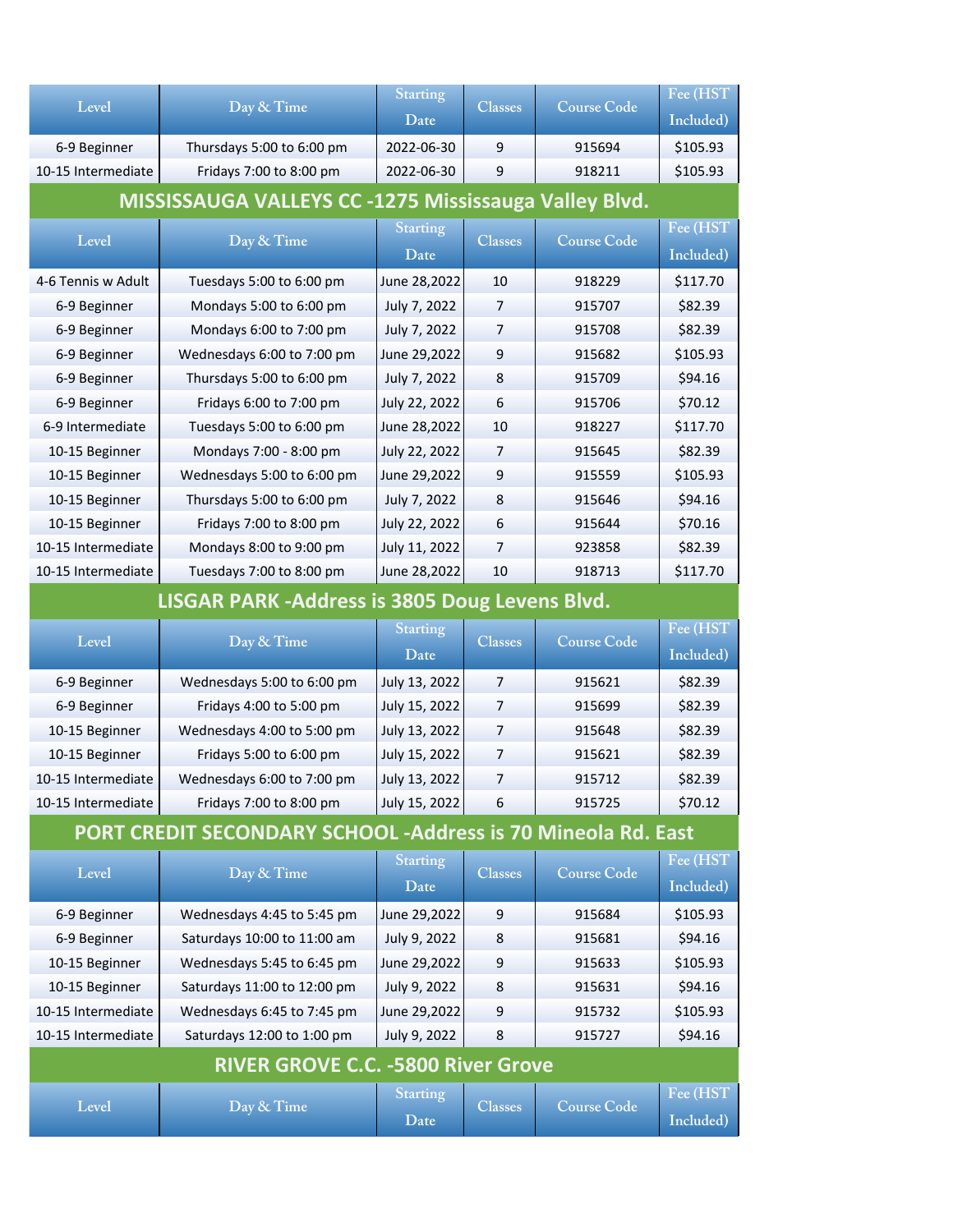| Level | Day & Time | Starting Date | Classes | Course Code | Fee (HST Included) |
|---|---|---|---|---|---|
| 6-9 Beginner | Thursdays 5:00 to 6:00 pm | 2022-06-30 | 9 | 915694 | $105.93 |
| 10-15 Intermediate | Fridays 7:00 to 8:00 pm | 2022-06-30 | 9 | 918211 | $105.93 |

## MISSISSAUGA VALLEYS CC -1275 Mississauga Valley Blvd.

| Level | Day & Time | Starting Date | Classes | Course Code | Fee (HST Included) |
|---|---|---|---|---|---|
| 4-6 Tennis w Adult | Tuesdays 5:00 to 6:00 pm | June 28,2022 | 10 | 918229 | $117.70 |
| 6-9 Beginner | Mondays 5:00 to 6:00 pm | July 7, 2022 | 7 | 915707 | $82.39 |
| 6-9 Beginner | Mondays 6:00 to 7:00 pm | July 7, 2022 | 7 | 915708 | $82.39 |
| 6-9 Beginner | Wednesdays 6:00 to 7:00 pm | June 29,2022 | 9 | 915682 | $105.93 |
| 6-9 Beginner | Thursdays 5:00 to 6:00 pm | July 7, 2022 | 8 | 915709 | $94.16 |
| 6-9 Beginner | Fridays 6:00 to 7:00 pm | July 22, 2022 | 6 | 915706 | $70.12 |
| 6-9 Intermediate | Tuesdays 5:00 to 6:00 pm | June 28,2022 | 10 | 918227 | $117.70 |
| 10-15 Beginner | Mondays 7:00 - 8:00 pm | July 22, 2022 | 7 | 915645 | $82.39 |
| 10-15 Beginner | Wednesdays 5:00 to 6:00 pm | June 29,2022 | 9 | 915559 | $105.93 |
| 10-15 Beginner | Thursdays 5:00 to 6:00 pm | July 7, 2022 | 8 | 915646 | $94.16 |
| 10-15 Beginner | Fridays 7:00 to 8:00 pm | July 22, 2022 | 6 | 915644 | $70.16 |
| 10-15 Intermediate | Mondays 8:00 to 9:00 pm | July 11, 2022 | 7 | 923858 | $82.39 |
| 10-15 Intermediate | Tuesdays 7:00 to 8:00 pm | June 28,2022 | 10 | 918713 | $117.70 |

## LISGAR PARK -Address is 3805 Doug Levens Blvd.

| Level | Day & Time | Starting Date | Classes | Course Code | Fee (HST Included) |
|---|---|---|---|---|---|
| 6-9 Beginner | Wednesdays 5:00 to 6:00 pm | July 13, 2022 | 7 | 915621 | $82.39 |
| 6-9 Beginner | Fridays 4:00 to 5:00 pm | July 15, 2022 | 7 | 915699 | $82.39 |
| 10-15 Beginner | Wednesdays 4:00 to 5:00 pm | July 13, 2022 | 7 | 915648 | $82.39 |
| 10-15 Beginner | Fridays 5:00 to 6:00 pm | July 15, 2022 | 7 | 915621 | $82.39 |
| 10-15 Intermediate | Wednesdays 6:00 to 7:00 pm | July 13, 2022 | 7 | 915712 | $82.39 |
| 10-15 Intermediate | Fridays 7:00 to 8:00 pm | July 15, 2022 | 6 | 915725 | $70.12 |

## PORT CREDIT SECONDARY SCHOOL -Address is 70 Mineola Rd. East

| Level | Day & Time | Starting Date | Classes | Course Code | Fee (HST Included) |
|---|---|---|---|---|---|
| 6-9 Beginner | Wednesdays 4:45 to 5:45 pm | June 29,2022 | 9 | 915684 | $105.93 |
| 6-9 Beginner | Saturdays 10:00 to 11:00 am | July 9, 2022 | 8 | 915681 | $94.16 |
| 10-15 Beginner | Wednesdays 5:45 to 6:45 pm | June 29,2022 | 9 | 915633 | $105.93 |
| 10-15 Beginner | Saturdays 11:00 to 12:00 pm | July 9, 2022 | 8 | 915631 | $94.16 |
| 10-15 Intermediate | Wednesdays 6:45 to 7:45 pm | June 29,2022 | 9 | 915732 | $105.93 |
| 10-15 Intermediate | Saturdays 12:00 to 1:00 pm | July 9, 2022 | 8 | 915727 | $94.16 |

## RIVER GROVE C.C. -5800 River Grove

| Level | Day & Time | Starting Date | Classes | Course Code | Fee (HST Included) |
|---|---|---|---|---|---|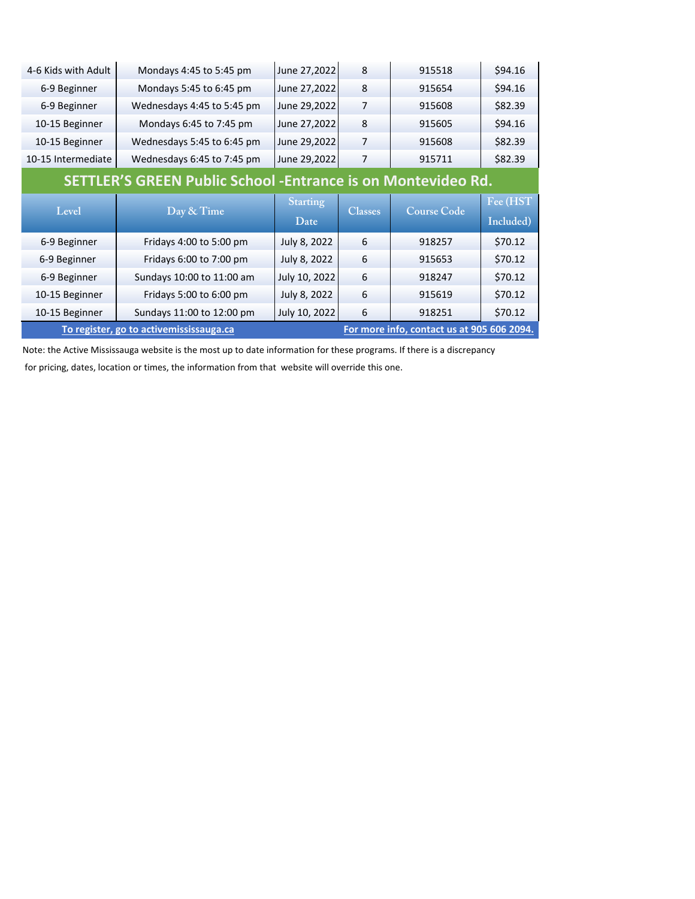| | | | | | |
|---|---|---|---|---|---|
| 4-6 Kids with Adult | Mondays 4:45 to 5:45 pm | June 27,2022 | 8 | 915518 | $94.16 |
| 6-9 Beginner | Mondays 5:45 to 6:45 pm | June 27,2022 | 8 | 915654 | $94.16 |
| 6-9 Beginner | Wednesdays 4:45 to 5:45 pm | June 29,2022 | 7 | 915608 | $82.39 |
| 10-15 Beginner | Mondays 6:45 to 7:45 pm | June 27,2022 | 8 | 915605 | $94.16 |
| 10-15 Beginner | Wednesdays 5:45 to 6:45 pm | June 29,2022 | 7 | 915608 | $82.39 |
| 10-15 Intermediate | Wednesdays 6:45 to 7:45 pm | June 29,2022 | 7 | 915711 | $82.39 |

## SETTLER'S GREEN Public School -Entrance is on Montevideo Rd.

| Level | Day & Time | Starting Date | Classes | Course Code | Fee (HST Included) |
|---|---|---|---|---|---|
| 6-9 Beginner | Fridays 4:00 to 5:00 pm | July 8, 2022 | 6 | 918257 | $70.12 |
| 6-9 Beginner | Fridays 6:00 to 7:00 pm | July 8, 2022 | 6 | 915653 | $70.12 |
| 6-9 Beginner | Sundays 10:00 to 11:00 am | July 10, 2022 | 6 | 918247 | $70.12 |
| 10-15 Beginner | Fridays 5:00 to 6:00 pm | July 8, 2022 | 6 | 915619 | $70.12 |
| 10-15 Beginner | Sundays 11:00 to 12:00 pm | July 10, 2022 | 6 | 918251 | $70.12 |

**To register, go to activemississauga.ca** **For more info, contact us at 905 606 2094.**

Note: the Active Mississauga website is the most up to date information for these programs. If there is a discrepancy for pricing, dates, location or times, the information from that website will override this one.